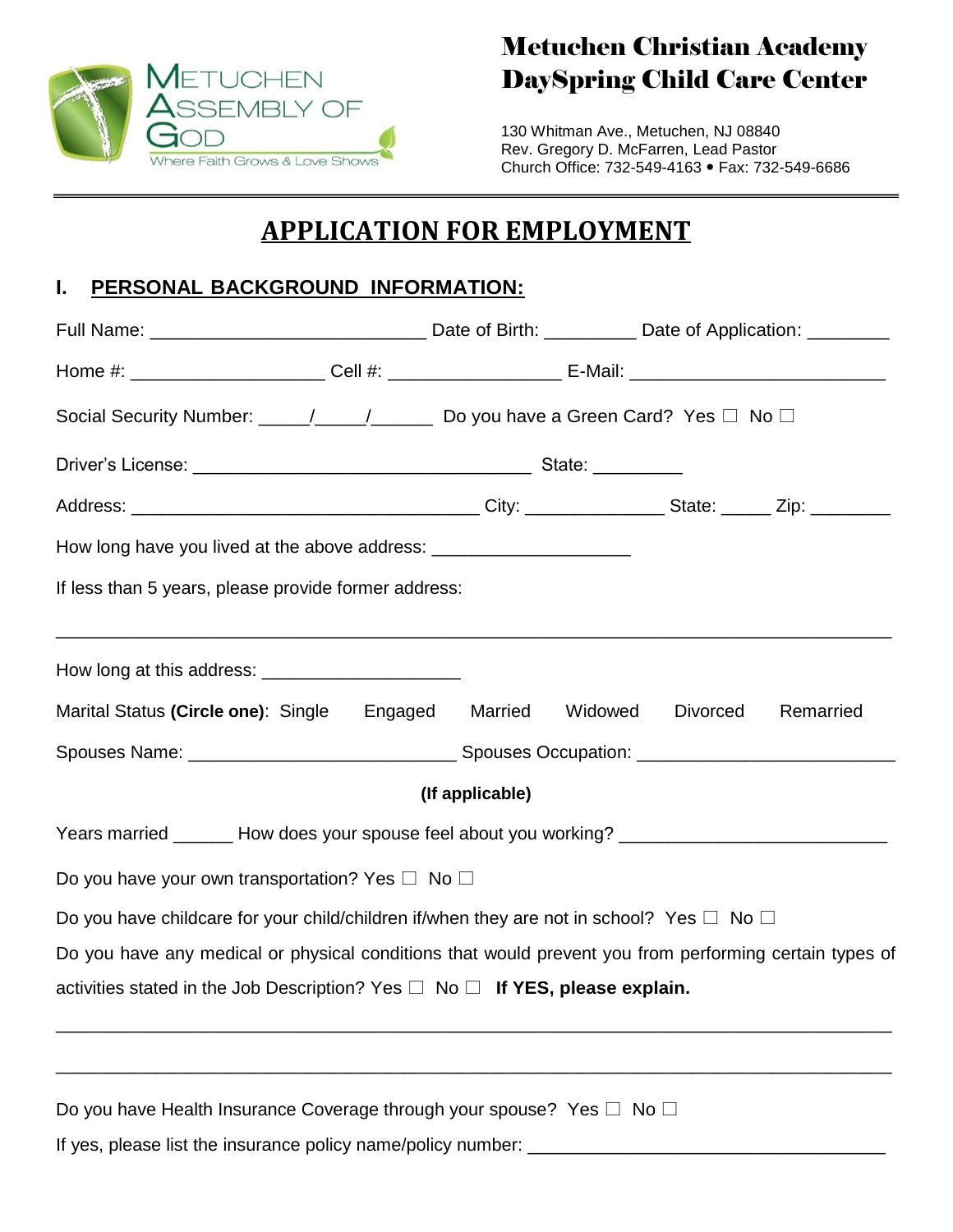METUCHEN ASSEMBLY OF GOD
Where Faith Grows & Love Shows

**Metuchen Christian Academy**
**DaySpring Child Care Center**

130 Whitman Ave., Metuchen, NJ 08840
Rev. Gregory D. McFarren, Lead Pastor
Church Office: 732-549-4163 • Fax: 732-549-6686

# APPLICATION FOR EMPLOYMENT

## I. PERSONAL BACKGROUND INFORMATION:

Full Name: __________________________ Date of Birth: _________ Date of Application: ________

Home #: __________________ Cell #: ________________ E-Mail: ________________________

Social Security Number: _____/_____/______ Do you have a Green Card? Yes ☐ No ☐

Driver's License: ________________________________ State: _________

Address: _________________________________ City: ______________ State: _____ Zip: ________

How long have you lived at the above address: ___________________

If less than 5 years, please provide former address:

_______________________________________________________________________________

How long at this address: ___________________

Marital Status **(Circle one)**: Single Engaged Married Widowed Divorced Remarried

Spouses Name: __________________________ Spouses Occupation: _________________________

**(If applicable)**

Years married ______ How does your spouse feel about you working? _________________________

Do you have your own transportation? Yes ☐ No ☐

Do you have childcare for your child/children if/when they are not in school? Yes ☐ No ☐

Do you have any medical or physical conditions that would prevent you from performing certain types of activities stated in the Job Description? Yes ☐ No ☐ **If YES, please explain.**

_______________________________________________________________________________

_______________________________________________________________________________

Do you have Health Insurance Coverage through your spouse? Yes ☐ No ☐

If yes, please list the insurance policy name/policy number: ___________________________________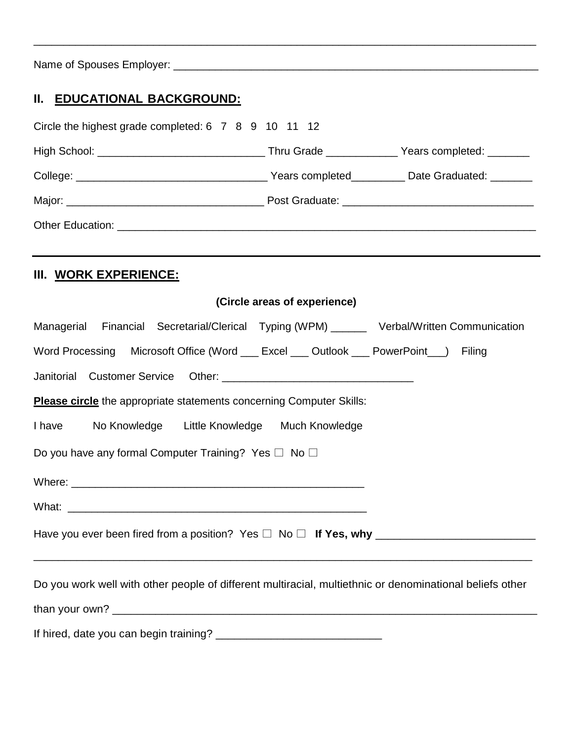________________________________________________________________________________

Name of Spouses Employer: ____________________________________________________________

## II. EDUCATIONAL BACKGROUND:

Circle the highest grade completed: 6 7 8 9 10 11 12

High School: ____________________________ Thru Grade ____________ Years completed: _______

College: _______________________________ Years completed_________ Date Graduated: _______

Major: _________________________________ Post Graduate: _______________________________

Other Education: _______________________________________________________________________

---

## III. WORK EXPERIENCE:

**(Circle areas of experience)**

Managerial Financial Secretarial/Clerical Typing (WPM) ______ Verbal/Written Communication

Word Processing Microsoft Office (Word ___ Excel ___ Outlook ___ PowerPoint___) Filing

Janitorial Customer Service Other: _______________________________

**Please circle** the appropriate statements concerning Computer Skills:

I have No Knowledge Little Knowledge Much Knowledge

Do you have any formal Computer Training? Yes ☐ No ☐

Where: _________________________________________________

What: __________________________________________________

Have you ever been fired from a position? Yes ☐ No ☐ **If Yes, why** __________________________

________________________________________________________________________________

Do you work well with other people of different multiracial, multiethnic or denominational beliefs other than your own? ________________________________________________________________________

If hired, date you can begin training? ___________________________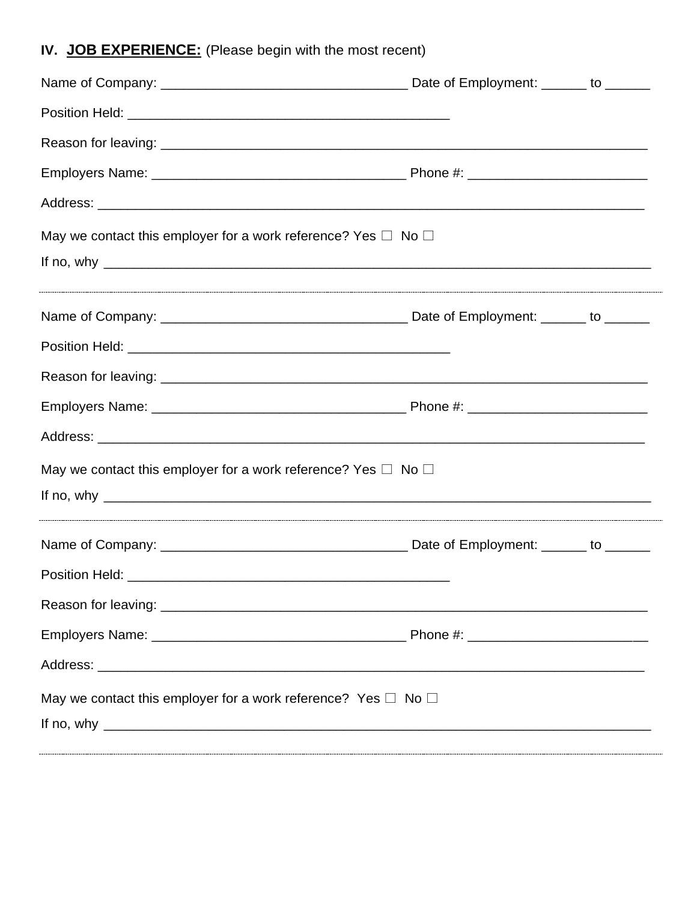## IV. **JOB EXPERIENCE:** (Please begin with the most recent)

Name of Company: _________________________________ Date of Employment: ______ to ______

Position Held: ____________________________________________

Reason for leaving: ____________________________________________________________________

Employers Name: __________________________________ Phone #: ________________________

Address: ___________________________________________________________________________

May we contact this employer for a work reference? Yes ☐ No ☐

If no, why _________________________________________________________________________

---

Name of Company: _________________________________ Date of Employment: ______ to ______

Position Held: ____________________________________________

Reason for leaving: ____________________________________________________________________

Employers Name: __________________________________ Phone #: ________________________

Address: ___________________________________________________________________________

May we contact this employer for a work reference? Yes ☐ No ☐

If no, why _________________________________________________________________________

---

Name of Company: _________________________________ Date of Employment: ______ to ______

Position Held: ____________________________________________

Reason for leaving: ____________________________________________________________________

Employers Name: __________________________________ Phone #: ________________________

Address: ___________________________________________________________________________

May we contact this employer for a work reference? Yes ☐ No ☐

If no, why _________________________________________________________________________

---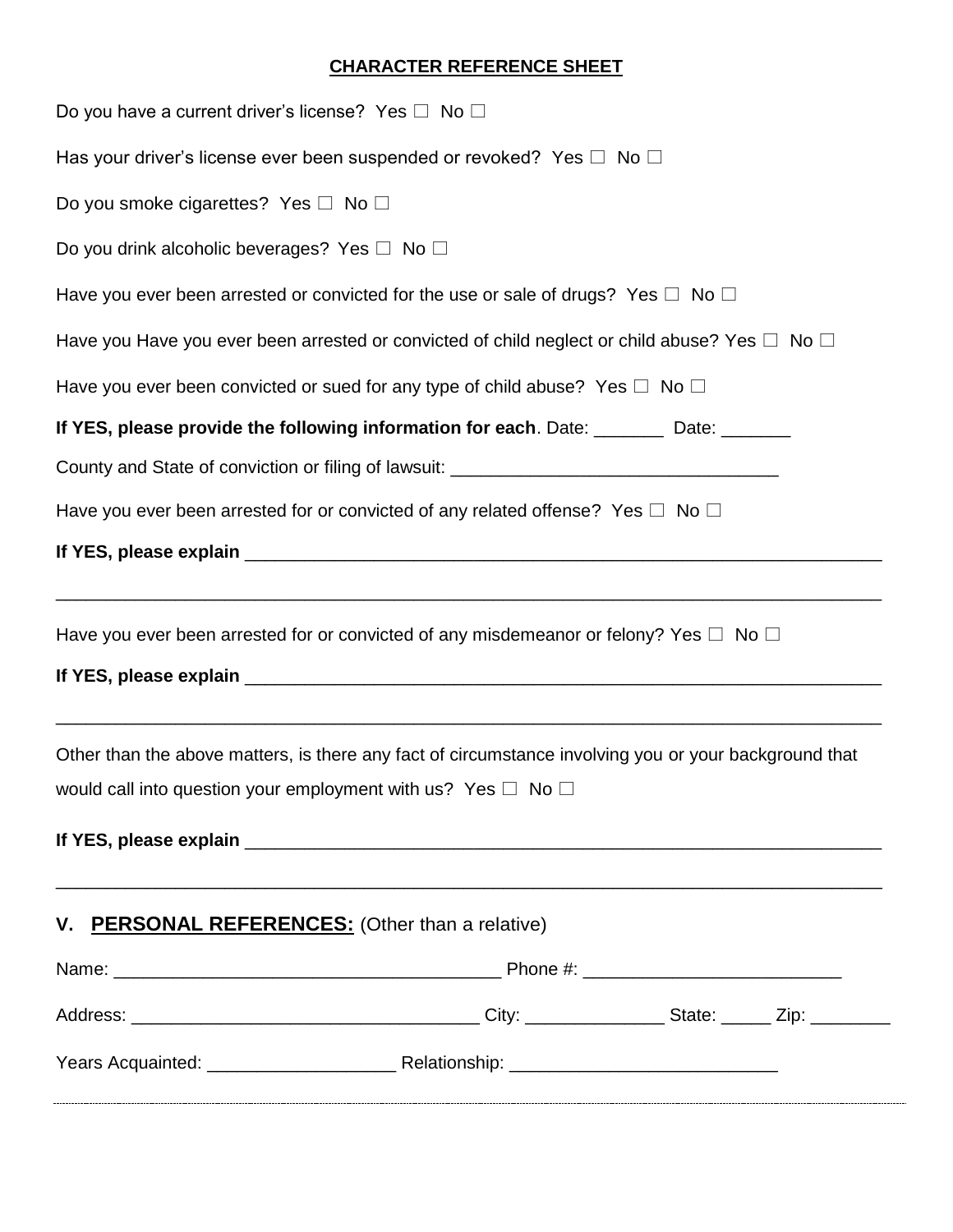**CHARACTER REFERENCE SHEET**

Do you have a current driver's license? Yes ☐ No ☐

Has your driver's license ever been suspended or revoked? Yes ☐ No ☐

Do you smoke cigarettes? Yes ☐ No ☐

Do you drink alcoholic beverages? Yes ☐ No ☐

Have you ever been arrested or convicted for the use or sale of drugs? Yes ☐ No ☐

Have you Have you ever been arrested or convicted of child neglect or child abuse? Yes ☐ No ☐

Have you ever been convicted or sued for any type of child abuse? Yes ☐ No ☐

**If YES, please provide the following information for each**. Date: _______ Date: _______

County and State of conviction or filing of lawsuit: ________________________________

Have you ever been arrested for or convicted of any related offense? Yes ☐ No ☐

**If YES, please explain** _________________________________________________________________

_________________________________________________________________________________

Have you ever been arrested for or convicted of any misdemeanor or felony? Yes ☐ No ☐

**If YES, please explain** _________________________________________________________________

_________________________________________________________________________________

Other than the above matters, is there any fact of circumstance involving you or your background that would call into question your employment with us? Yes ☐ No ☐

**If YES, please explain** _________________________________________________________________

_________________________________________________________________________________

## V. **PERSONAL REFERENCES:** (Other than a relative)

Name: ______________________________________ Phone #: _________________________

Address: __________________________________ City: ______________ State: _____ Zip: ________

Years Acquainted: ___________________ Relationship: __________________________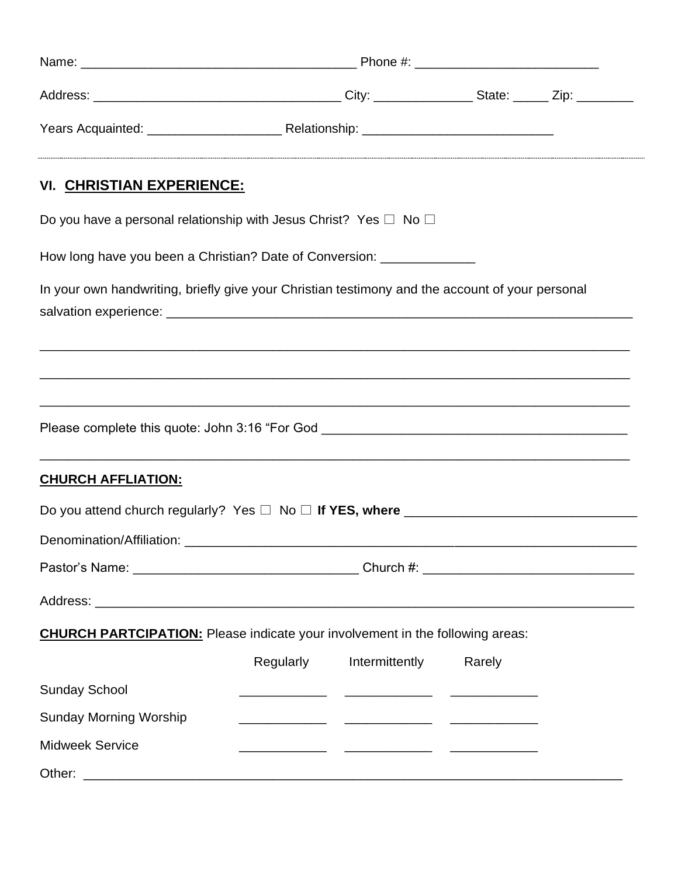Name: ______________________________________ Phone #: _________________________

Address: __________________________________ City: _____________ State: _____ Zip: ________

Years Acquainted: __________________ Relationship: __________________________

---

## VI. <u>CHRISTIAN EXPERIENCE:</u>

Do you have a personal relationship with Jesus Christ? Yes ☐ No ☐

How long have you been a Christian? Date of Conversion: _____________

In your own handwriting, briefly give your Christian testimony and the account of your personal salvation experience: ________________________________________________________________

_________________________________________________________________________________

_________________________________________________________________________________

_________________________________________________________________________________

Please complete this quote: John 3:16 "For God __________________________________________

_________________________________________________________________________________

**<u>CHURCH AFFLIATION:</u>**

Do you attend church regularly? Yes ☐ No ☐ **If YES, where** ________________________________

Denomination/Affiliation: ______________________________________________________________

Pastor's Name: ______________________________ Church #: _____________________________

Address: ___________________________________________________________________________

**<u>CHURCH PARTCIPATION:</u>** Please indicate your involvement in the following areas:

| | Regularly | Intermittently | Rarely |
|---|---|---|---|
| Sunday School | ____________ | ____________ | ____________ |
| Sunday Morning Worship | ____________ | ____________ | ____________ |
| Midweek Service | ____________ | ____________ | ____________ |

Other: _____________________________________________________________________________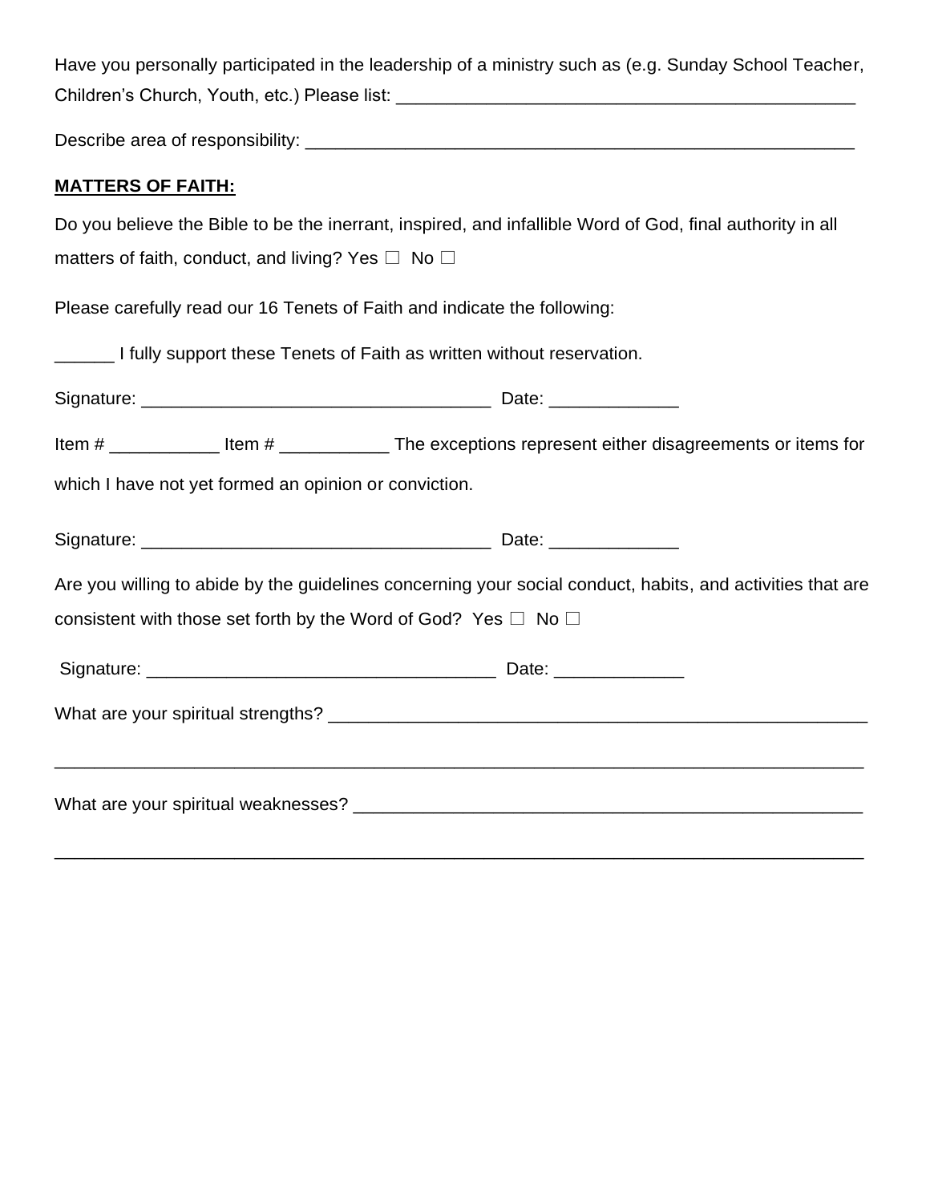Have you personally participated in the leadership of a ministry such as (e.g. Sunday School Teacher, Children's Church, Youth, etc.) Please list: _______________________________________________

Describe area of responsibility: _______________________________________________________

**MATTERS OF FAITH:**

Do you believe the Bible to be the inerrant, inspired, and infallible Word of God, final authority in all matters of faith, conduct, and living? Yes ☐ No ☐

Please carefully read our 16 Tenets of Faith and indicate the following:

______ I fully support these Tenets of Faith as written without reservation.

Signature: ___________________________________ Date: _____________

Item # ___________ Item # ___________ The exceptions represent either disagreements or items for which I have not yet formed an opinion or conviction.

Signature: ___________________________________ Date: _____________

Are you willing to abide by the guidelines concerning your social conduct, habits, and activities that are consistent with those set forth by the Word of God? Yes ☐ No ☐

Signature: ___________________________________ Date: _____________

What are your spiritual strengths? _______________________________________________________

_________________________________________________________________________________

What are your spiritual weaknesses? _____________________________________________________

_________________________________________________________________________________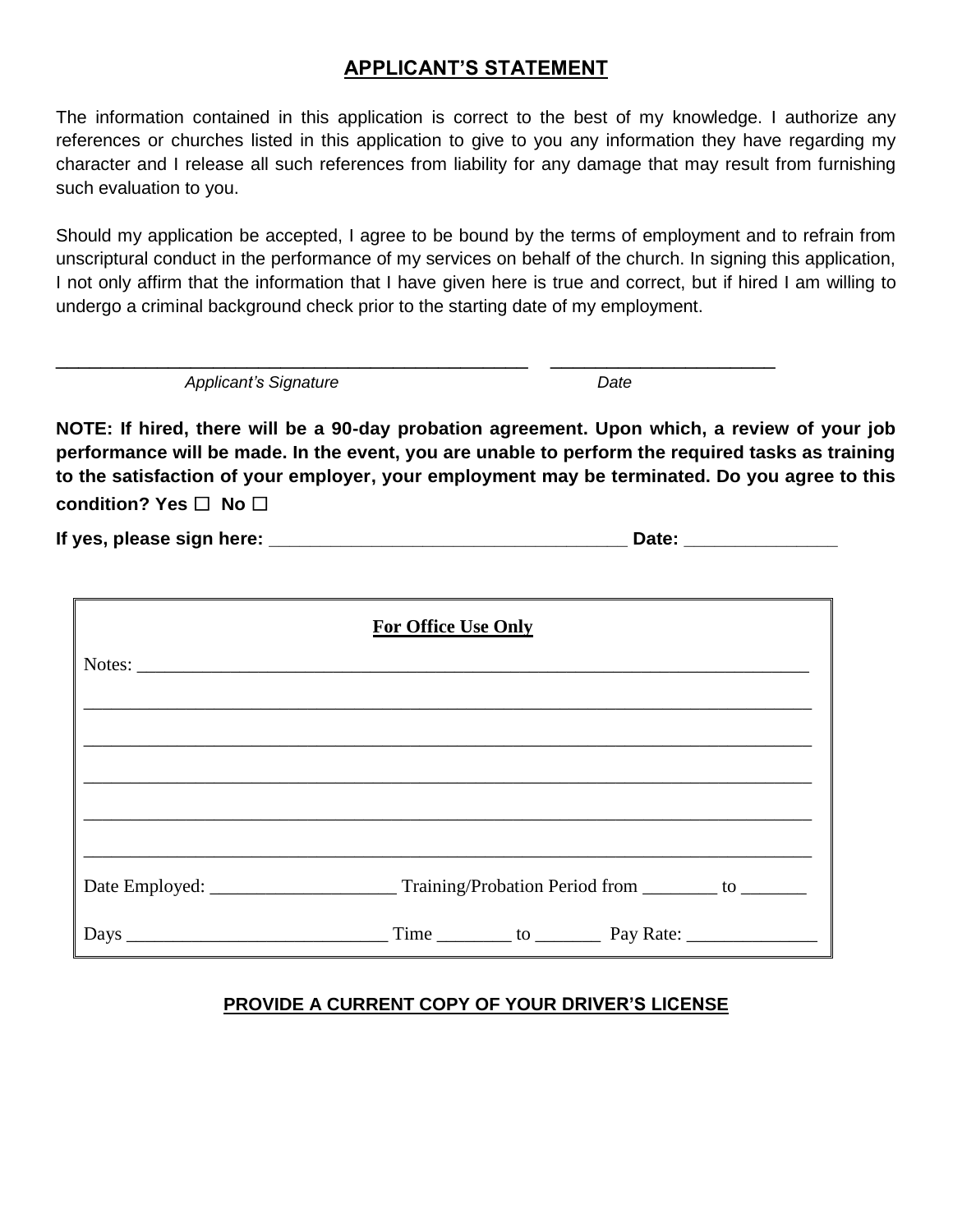## APPLICANT'S STATEMENT

The information contained in this application is correct to the best of my knowledge. I authorize any references or churches listed in this application to give to you any information they have regarding my character and I release all such references from liability for any damage that may result from furnishing such evaluation to you.

Should my application be accepted, I agree to be bound by the terms of employment and to refrain from unscriptural conduct in the performance of my services on behalf of the church. In signing this application, I not only affirm that the information that I have given here is true and correct, but if hired I am willing to undergo a criminal background check prior to the starting date of my employment.

_______________________________________________ ______________________

*Applicant's Signature* *Date*

**NOTE: If hired, there will be a 90-day probation agreement. Upon which, a review of your job performance will be made. In the event, you are unable to perform the required tasks as training to the satisfaction of your employer, your employment may be terminated. Do you agree to this condition? Yes ☐ No ☐**

**If yes, please sign here:** ____________________________________ **Date:** _______________

**For Office Use Only**

Notes: ___________________________________________________________________________

_________________________________________________________________________________

_________________________________________________________________________________

_________________________________________________________________________________

_________________________________________________________________________________

_________________________________________________________________________________

Date Employed: ____________________ Training/Probation Period from ________ to _______

Days ____________________________ Time ________ to _______ Pay Rate: ______________

**PROVIDE A CURRENT COPY OF YOUR DRIVER'S LICENSE**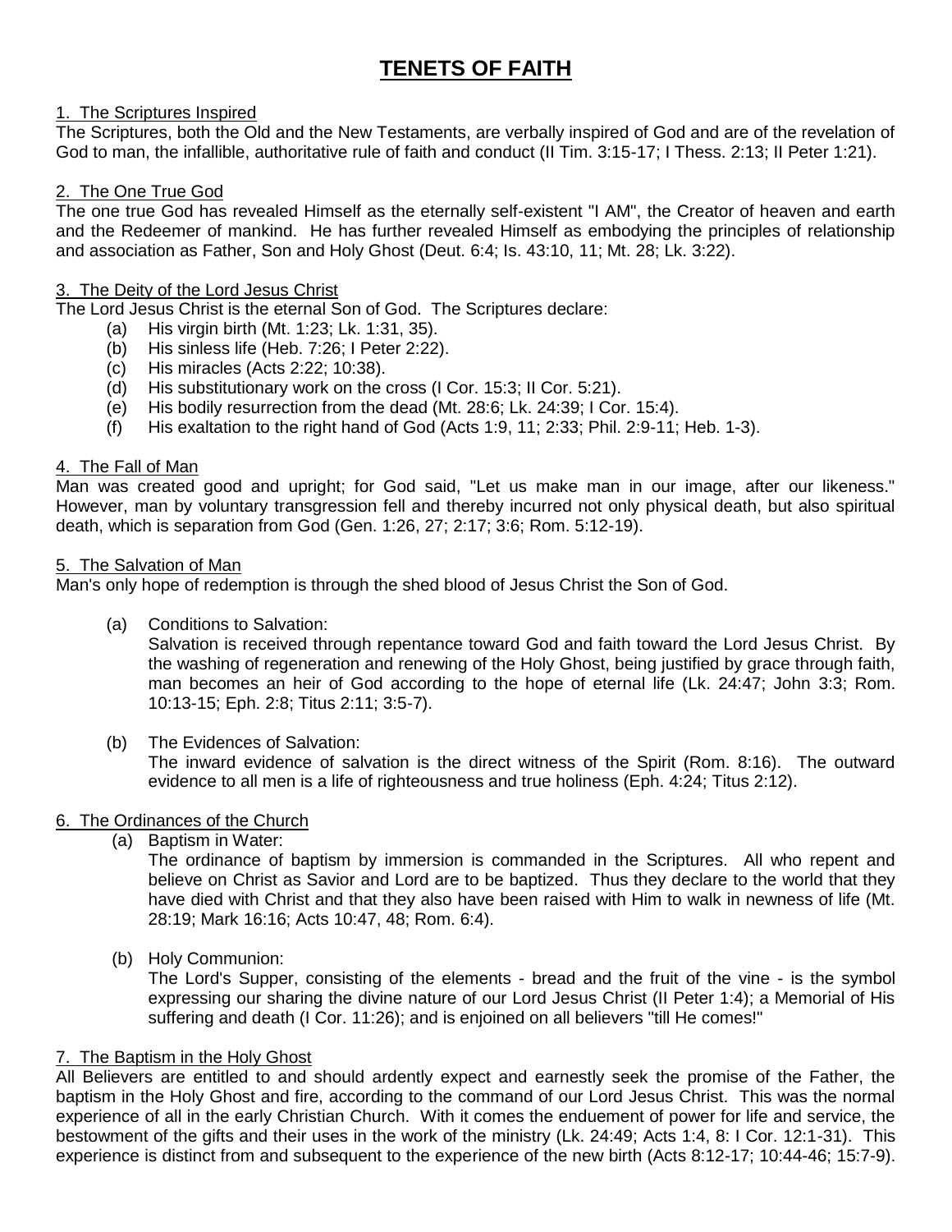# TENETS OF FAITH

1. The Scriptures Inspired

The Scriptures, both the Old and the New Testaments, are verbally inspired of God and are of the revelation of God to man, the infallible, authoritative rule of faith and conduct (II Tim. 3:15-17; I Thess. 2:13; II Peter 1:21).

2. The One True God

The one true God has revealed Himself as the eternally self-existent "I AM", the Creator of heaven and earth and the Redeemer of mankind. He has further revealed Himself as embodying the principles of relationship and association as Father, Son and Holy Ghost (Deut. 6:4; Is. 43:10, 11; Mt. 28; Lk. 3:22).

3. The Deity of the Lord Jesus Christ

The Lord Jesus Christ is the eternal Son of God. The Scriptures declare:

- (a) His virgin birth (Mt. 1:23; Lk. 1:31, 35).
- (b) His sinless life (Heb. 7:26; I Peter 2:22).
- (c) His miracles (Acts 2:22; 10:38).
- (d) His substitutionary work on the cross (I Cor. 15:3; II Cor. 5:21).
- (e) His bodily resurrection from the dead (Mt. 28:6; Lk. 24:39; I Cor. 15:4).
- (f) His exaltation to the right hand of God (Acts 1:9, 11; 2:33; Phil. 2:9-11; Heb. 1-3).

4. The Fall of Man

Man was created good and upright; for God said, "Let us make man in our image, after our likeness." However, man by voluntary transgression fell and thereby incurred not only physical death, but also spiritual death, which is separation from God (Gen. 1:26, 27; 2:17; 3:6; Rom. 5:12-19).

5. The Salvation of Man

Man's only hope of redemption is through the shed blood of Jesus Christ the Son of God.

(a) Conditions to Salvation:
Salvation is received through repentance toward God and faith toward the Lord Jesus Christ. By the washing of regeneration and renewing of the Holy Ghost, being justified by grace through faith, man becomes an heir of God according to the hope of eternal life (Lk. 24:47; John 3:3; Rom. 10:13-15; Eph. 2:8; Titus 2:11; 3:5-7).

(b) The Evidences of Salvation:
The inward evidence of salvation is the direct witness of the Spirit (Rom. 8:16). The outward evidence to all men is a life of righteousness and true holiness (Eph. 4:24; Titus 2:12).

6. The Ordinances of the Church

(a) Baptism in Water:
The ordinance of baptism by immersion is commanded in the Scriptures. All who repent and believe on Christ as Savior and Lord are to be baptized. Thus they declare to the world that they have died with Christ and that they also have been raised with Him to walk in newness of life (Mt. 28:19; Mark 16:16; Acts 10:47, 48; Rom. 6:4).

(b) Holy Communion:
The Lord's Supper, consisting of the elements - bread and the fruit of the vine - is the symbol expressing our sharing the divine nature of our Lord Jesus Christ (II Peter 1:4); a Memorial of His suffering and death (I Cor. 11:26); and is enjoined on all believers "till He comes!"

7. The Baptism in the Holy Ghost

All Believers are entitled to and should ardently expect and earnestly seek the promise of the Father, the baptism in the Holy Ghost and fire, according to the command of our Lord Jesus Christ. This was the normal experience of all in the early Christian Church. With it comes the enduement of power for life and service, the bestowment of the gifts and their uses in the work of the ministry (Lk. 24:49; Acts 1:4, 8: I Cor. 12:1-31). This experience is distinct from and subsequent to the experience of the new birth (Acts 8:12-17; 10:44-46; 15:7-9).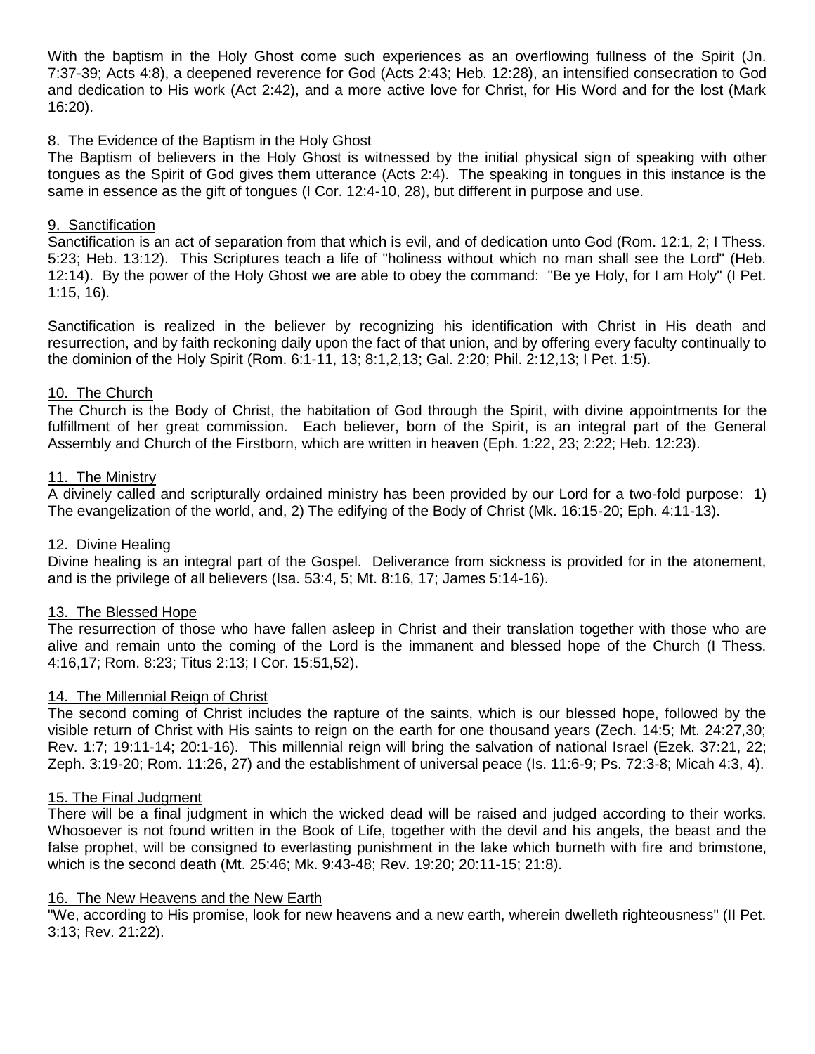With the baptism in the Holy Ghost come such experiences as an overflowing fullness of the Spirit (Jn. 7:37-39; Acts 4:8), a deepened reverence for God (Acts 2:43; Heb. 12:28), an intensified consecration to God and dedication to His work (Act 2:42), and a more active love for Christ, for His Word and for the lost (Mark 16:20).

## 8. The Evidence of the Baptism in the Holy Ghost

The Baptism of believers in the Holy Ghost is witnessed by the initial physical sign of speaking with other tongues as the Spirit of God gives them utterance (Acts 2:4). The speaking in tongues in this instance is the same in essence as the gift of tongues (I Cor. 12:4-10, 28), but different in purpose and use.

## 9. Sanctification

Sanctification is an act of separation from that which is evil, and of dedication unto God (Rom. 12:1, 2; I Thess. 5:23; Heb. 13:12). This Scriptures teach a life of "holiness without which no man shall see the Lord" (Heb. 12:14). By the power of the Holy Ghost we are able to obey the command: "Be ye Holy, for I am Holy" (I Pet. 1:15, 16).

Sanctification is realized in the believer by recognizing his identification with Christ in His death and resurrection, and by faith reckoning daily upon the fact of that union, and by offering every faculty continually to the dominion of the Holy Spirit (Rom. 6:1-11, 13; 8:1,2,13; Gal. 2:20; Phil. 2:12,13; I Pet. 1:5).

## 10. The Church

The Church is the Body of Christ, the habitation of God through the Spirit, with divine appointments for the fulfillment of her great commission. Each believer, born of the Spirit, is an integral part of the General Assembly and Church of the Firstborn, which are written in heaven (Eph. 1:22, 23; 2:22; Heb. 12:23).

## 11. The Ministry

A divinely called and scripturally ordained ministry has been provided by our Lord for a two-fold purpose: 1) The evangelization of the world, and, 2) The edifying of the Body of Christ (Mk. 16:15-20; Eph. 4:11-13).

## 12. Divine Healing

Divine healing is an integral part of the Gospel. Deliverance from sickness is provided for in the atonement, and is the privilege of all believers (Isa. 53:4, 5; Mt. 8:16, 17; James 5:14-16).

## 13. The Blessed Hope

The resurrection of those who have fallen asleep in Christ and their translation together with those who are alive and remain unto the coming of the Lord is the immanent and blessed hope of the Church (I Thess. 4:16,17; Rom. 8:23; Titus 2:13; I Cor. 15:51,52).

## 14. The Millennial Reign of Christ

The second coming of Christ includes the rapture of the saints, which is our blessed hope, followed by the visible return of Christ with His saints to reign on the earth for one thousand years (Zech. 14:5; Mt. 24:27,30; Rev. 1:7; 19:11-14; 20:1-16). This millennial reign will bring the salvation of national Israel (Ezek. 37:21, 22; Zeph. 3:19-20; Rom. 11:26, 27) and the establishment of universal peace (Is. 11:6-9; Ps. 72:3-8; Micah 4:3, 4).

## 15. The Final Judgment

There will be a final judgment in which the wicked dead will be raised and judged according to their works. Whosoever is not found written in the Book of Life, together with the devil and his angels, the beast and the false prophet, will be consigned to everlasting punishment in the lake which burneth with fire and brimstone, which is the second death (Mt. 25:46; Mk. 9:43-48; Rev. 19:20; 20:11-15; 21:8).

## 16. The New Heavens and the New Earth

"We, according to His promise, look for new heavens and a new earth, wherein dwelleth righteousness" (II Pet. 3:13; Rev. 21:22).